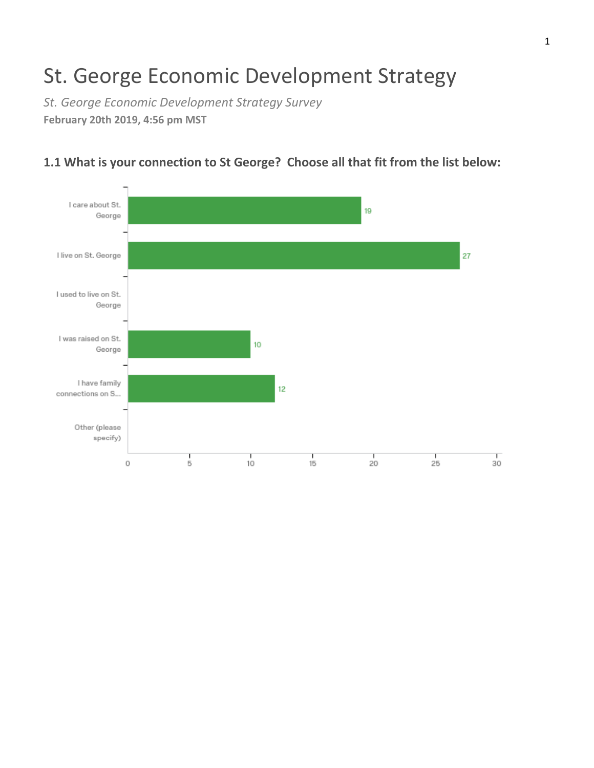# St. George Economic Development Strategy

*St. George Economic Development Strategy Survey*

**February 20th 2019, 4:56 pm MST**

### 1.1 What is your connection to St George? Choose all that fit from the list below:

| Response | Count |
|---|---|
| I care about St. George | 19 |
| I live on St. George | 27 |
| I used to live on St. George | |
| I was raised on St. George | 10 |
| I have family connections on S... | 12 |
| Other (please specify) | |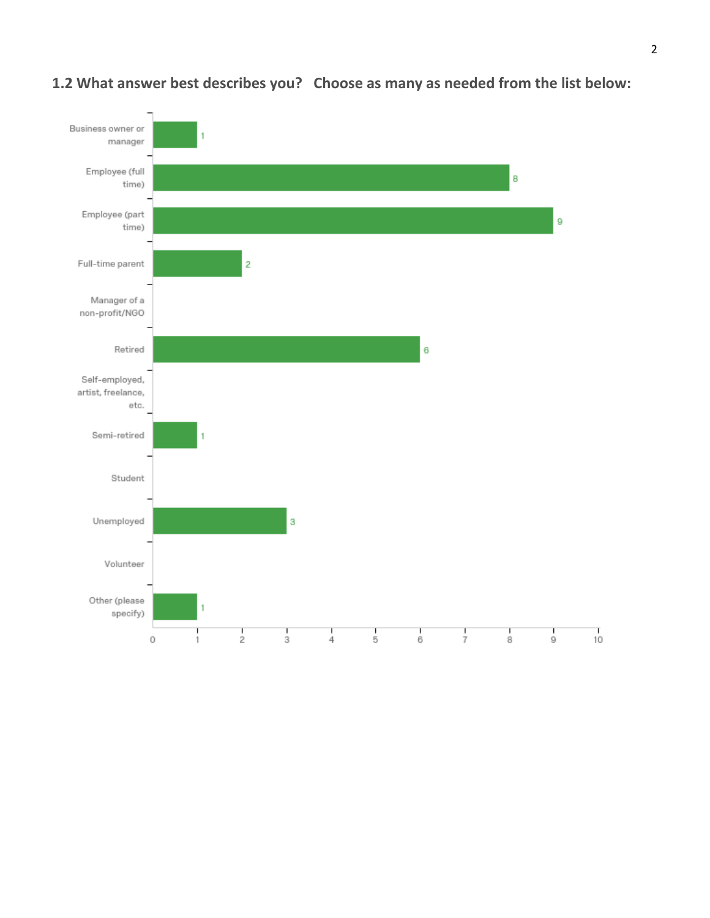**1.2 What answer best describes you? Choose as many as needed from the list below:**

| Answer | Count |
|---|---|
| Business owner or manager | 1 |
| Employee (full time) | 8 |
| Employee (part time) | 9 |
| Full-time parent | 2 |
| Manager of a non-profit/NGO | |
| Retired | 6 |
| Self-employed, artist, freelance, etc. | |
| Semi-retired | 1 |
| Student | |
| Unemployed | 3 |
| Volunteer | |
| Other (please specify) | 1 |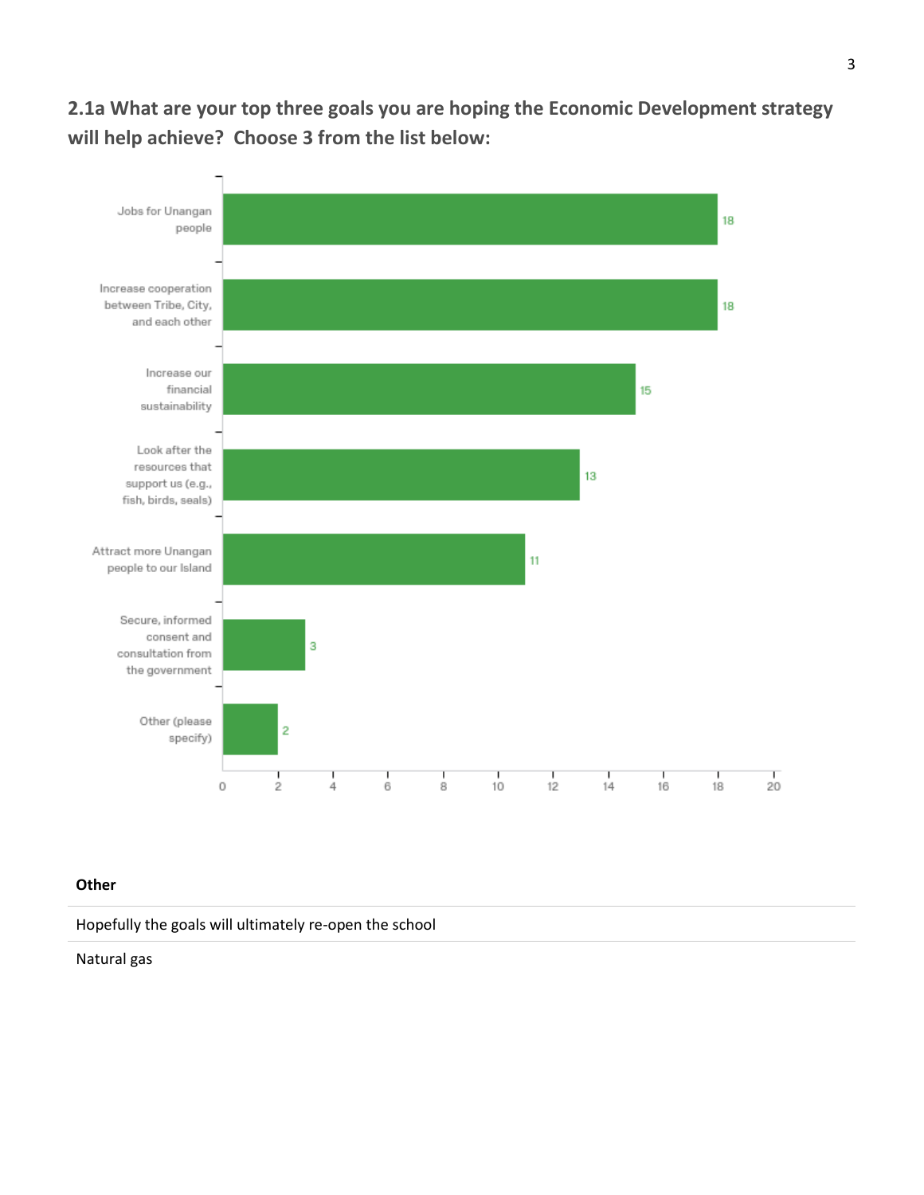**2.1a What are your top three goals you are hoping the Economic Development strategy will help achieve? Choose 3 from the list below:**

| Goal | Responses |
| --- | --- |
| Jobs for Unangan people | 18 |
| Increase cooperation between Tribe, City, and each other | 18 |
| Increase our financial sustainability | 15 |
| Look after the resources that support us (e.g., fish, birds, seals) | 13 |
| Attract more Unangan people to our Island | 11 |
| Secure, informed consent and consultation from the government | 3 |
| Other (please specify) | 2 |

| Other |
| --- |
| Hopefully the goals will ultimately re-open the school |
| Natural gas |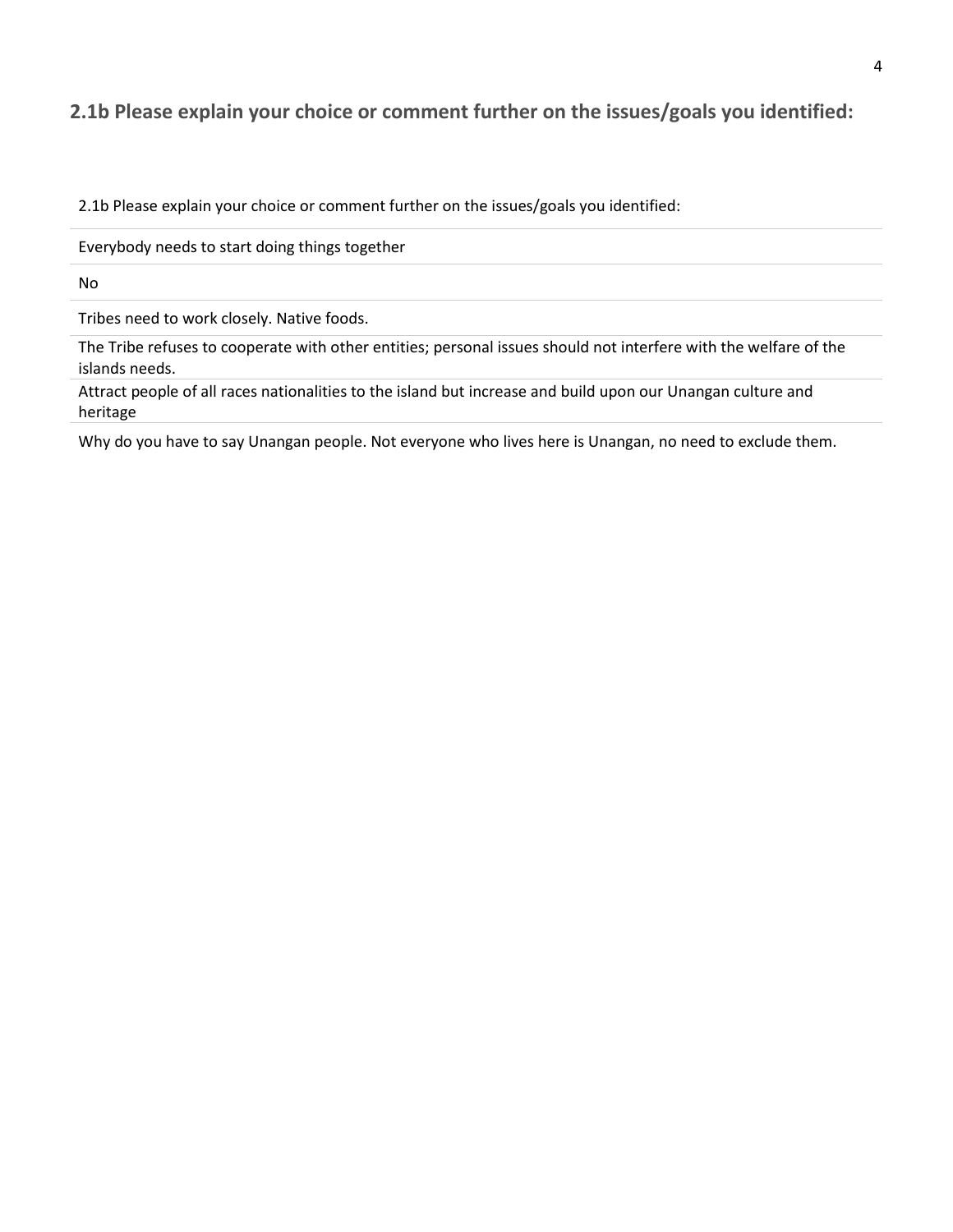## 2.1b Please explain your choice or comment further on the issues/goals you identified:

| 2.1b Please explain your choice or comment further on the issues/goals you identified: |
| --- |
| Everybody needs to start doing things together |
| No |
| Tribes need to work closely. Native foods. |
| The Tribe refuses to cooperate with other entities; personal issues should not interfere with the welfare of the islands needs. |
| Attract people of all races nationalities to the island but increase and build upon our Unangan culture and heritage |
| Why do you have to say Unangan people. Not everyone who lives here is Unangan, no need to exclude them. |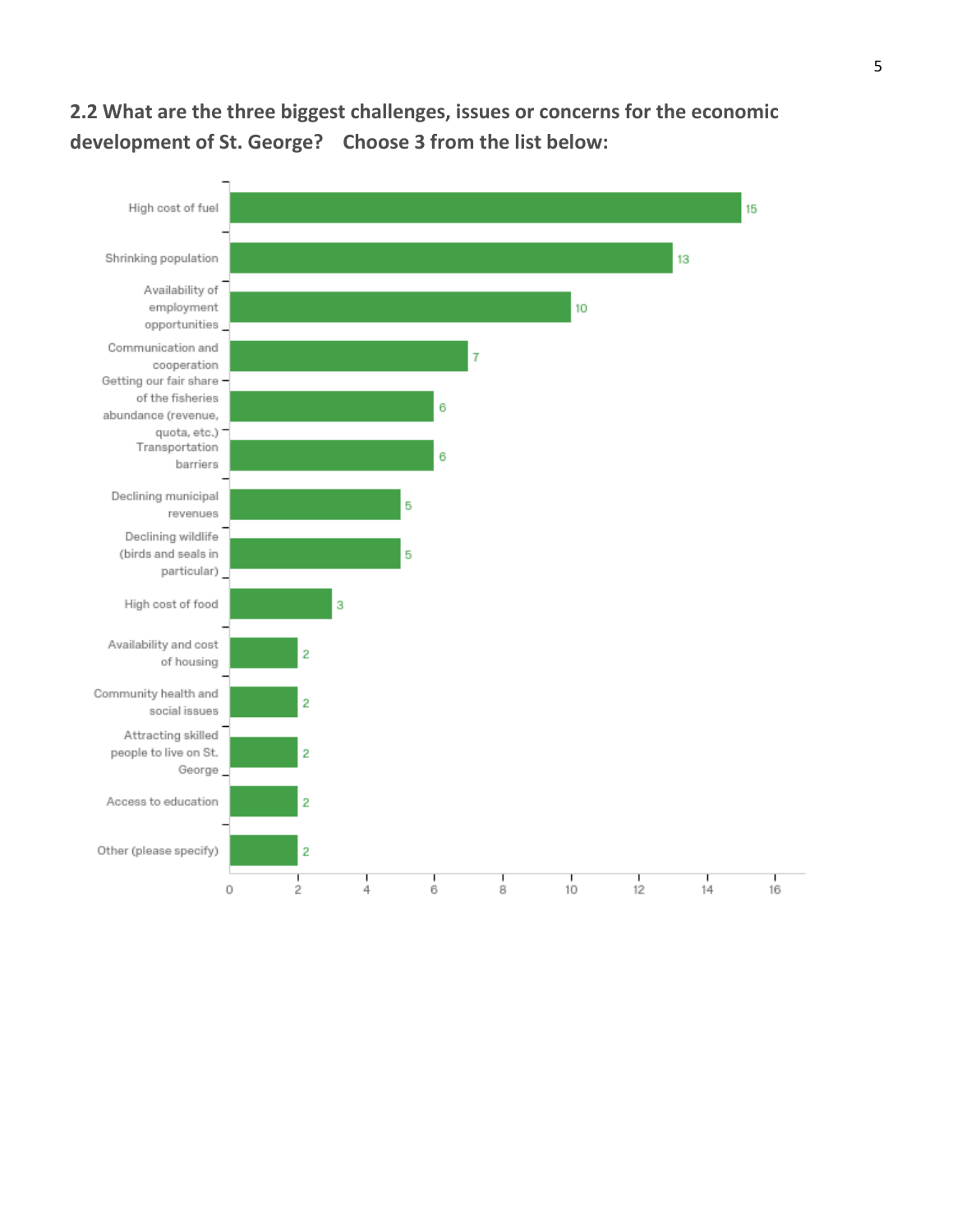**2.2 What are the three biggest challenges, issues or concerns for the economic development of St. George? Choose 3 from the list below:**

| Response | Count |
| --- | --- |
| High cost of fuel | 15 |
| Shrinking population | 13 |
| Availability of employment opportunities | 10 |
| Communication and cooperation | 7 |
| Getting our fair share of the fisheries abundance (revenue, quota, etc.) | 6 |
| Transportation barriers | 6 |
| Declining municipal revenues | 5 |
| Declining wildlife (birds and seals in particular) | 5 |
| High cost of food | 3 |
| Availability and cost of housing | 2 |
| Community health and social issues | 2 |
| Attracting skilled people to live on St. George | 2 |
| Access to education | 2 |
| Other (please specify) | 2 |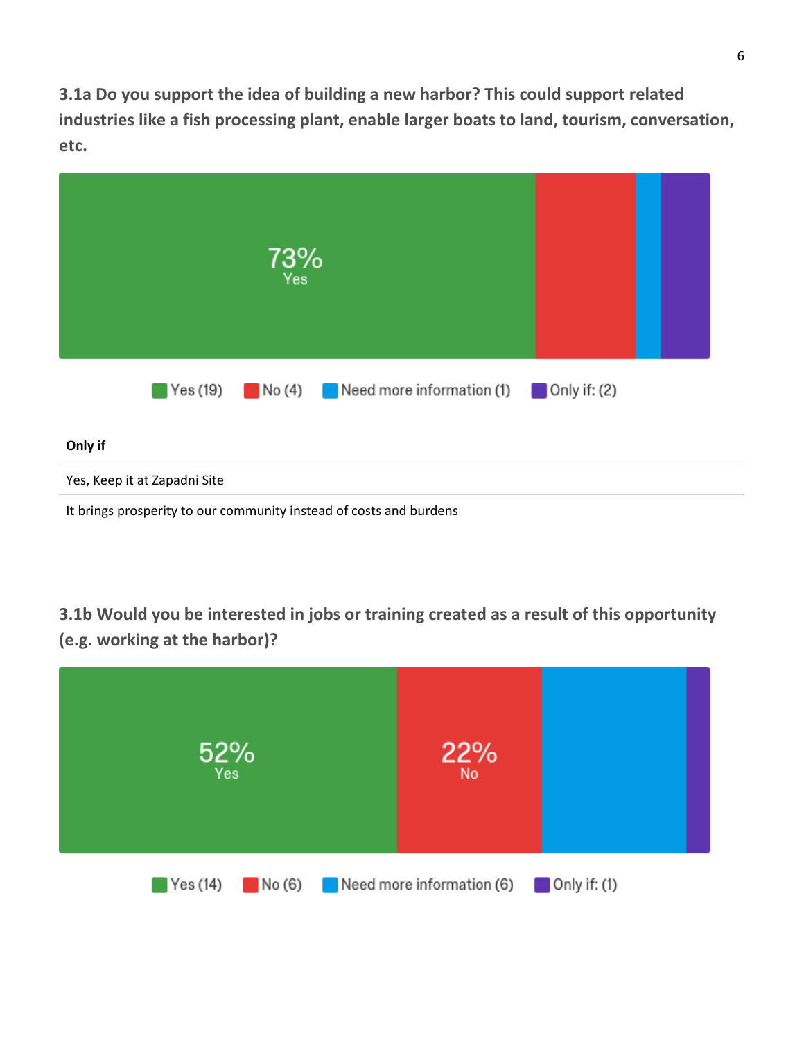**3.1a Do you support the idea of building a new harbor? This could support related industries like a fish processing plant, enable larger boats to land, tourism, conversation, etc.**

73% Yes

Yes (19) No (4) Need more information (1) Only if: (2)

| Only if |
|---|
| Yes, Keep it at Zapadni Site |
| It brings prosperity to our community instead of costs and burdens |

**3.1b Would you be interested in jobs or training created as a result of this opportunity (e.g. working at the harbor)?**

52% Yes

22% No

Yes (14) No (6) Need more information (6) Only if: (1)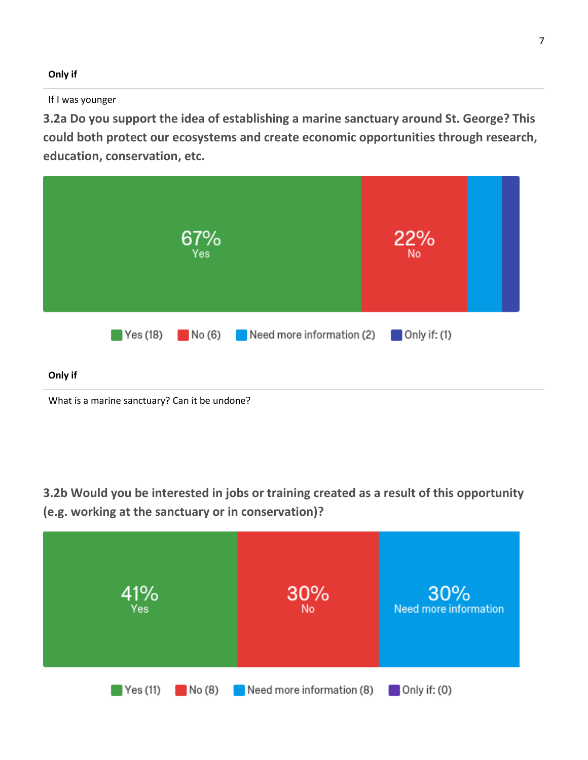**Only if**

If I was younger

**3.2a Do you support the idea of establishing a marine sanctuary around St. George? This could both protect our ecosystems and create economic opportunities through research, education, conservation, etc.**

67% Yes

22% No

Yes (18) No (6) Need more information (2) Only if: (1)

**Only if**

What is a marine sanctuary? Can it be undone?

**3.2b Would you be interested in jobs or training created as a result of this opportunity (e.g. working at the sanctuary or in conservation)?**

41% Yes

30% No

30% Need more information

Yes (11) No (8) Need more information (8) Only if: (0)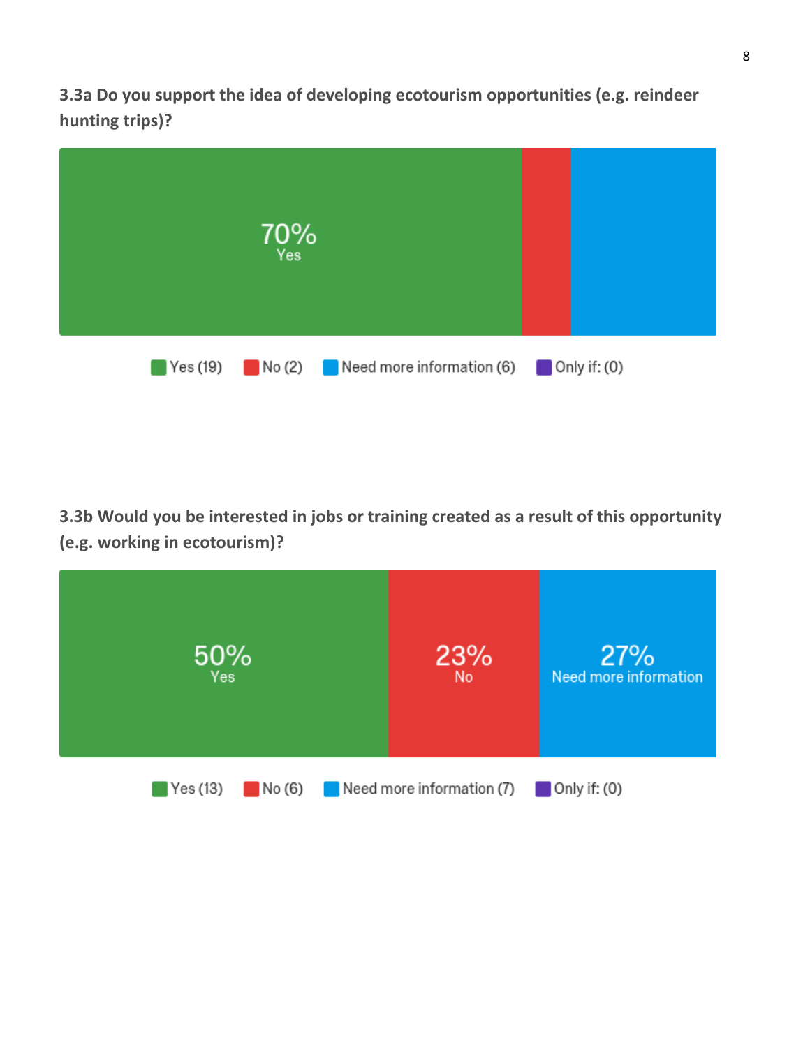**3.3a Do you support the idea of developing ecotourism opportunities (e.g. reindeer hunting trips)?**

70%
Yes

Yes (19) No (2) Need more information (6) Only if: (0)

**3.3b Would you be interested in jobs or training created as a result of this opportunity (e.g. working in ecotourism)?**

50% Yes | 23% No | 27% Need more information

Yes (13) No (6) Need more information (7) Only if: (0)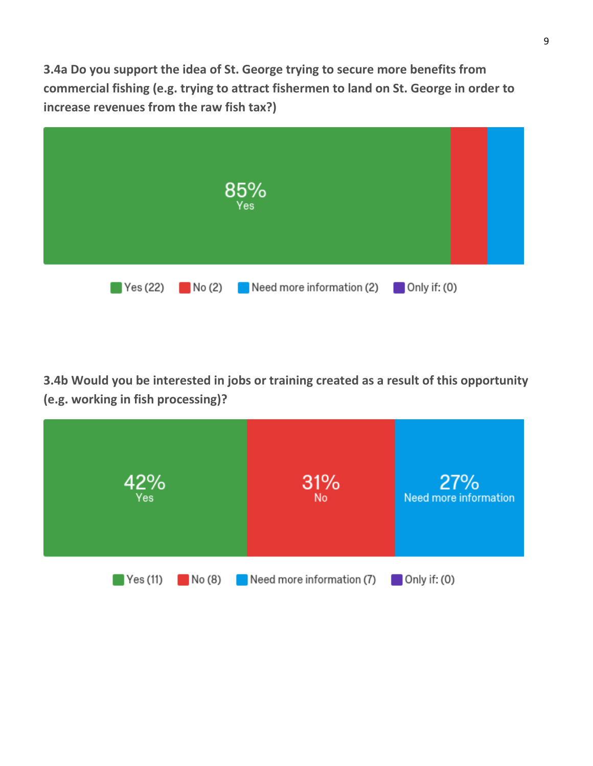**3.4a Do you support the idea of St. George trying to secure more benefits from commercial fishing (e.g. trying to attract fishermen to land on St. George in order to increase revenues from the raw fish tax?)**

85% Yes

Yes (22) No (2) Need more information (2) Only if: (0)

**3.4b Would you be interested in jobs or training created as a result of this opportunity (e.g. working in fish processing)?**

42% Yes 31% No 27% Need more information

Yes (11) No (8) Need more information (7) Only if: (0)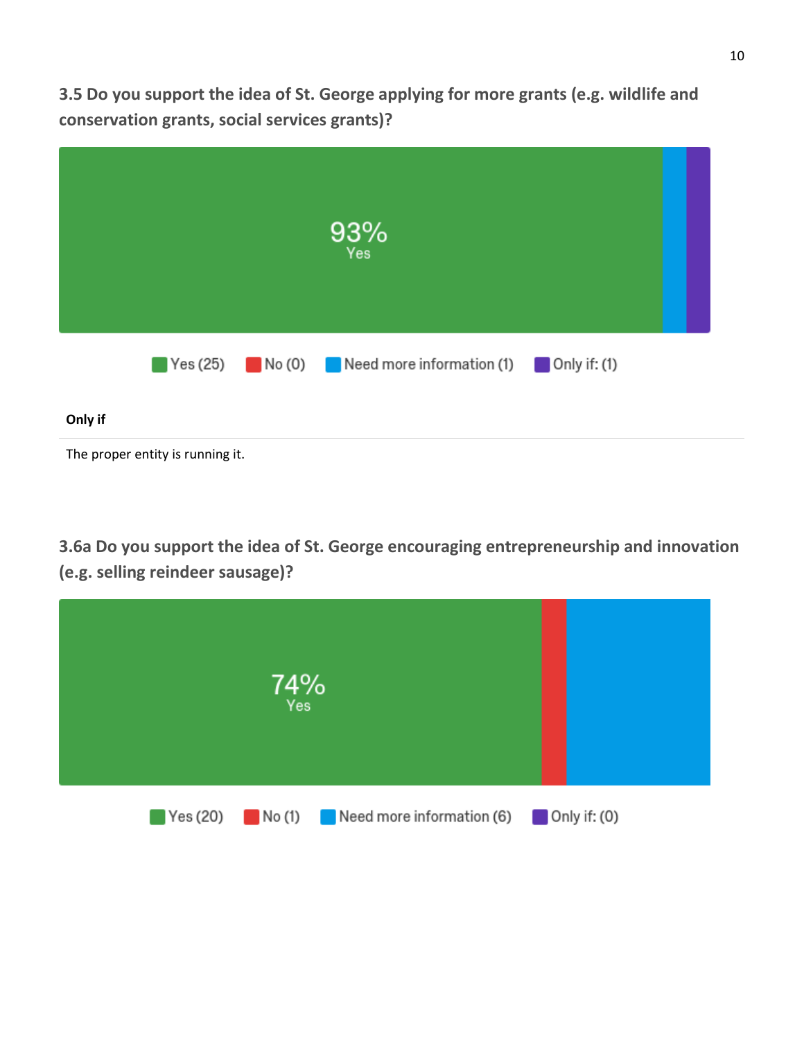**3.5 Do you support the idea of St. George applying for more grants (e.g. wildlife and conservation grants, social services grants)?**

93%
Yes

Yes (25) No (0) Need more information (1) Only if: (1)

**Only if**

The proper entity is running it.

**3.6a Do you support the idea of St. George encouraging entrepreneurship and innovation (e.g. selling reindeer sausage)?**

74%
Yes

Yes (20) No (1) Need more information (6) Only if: (0)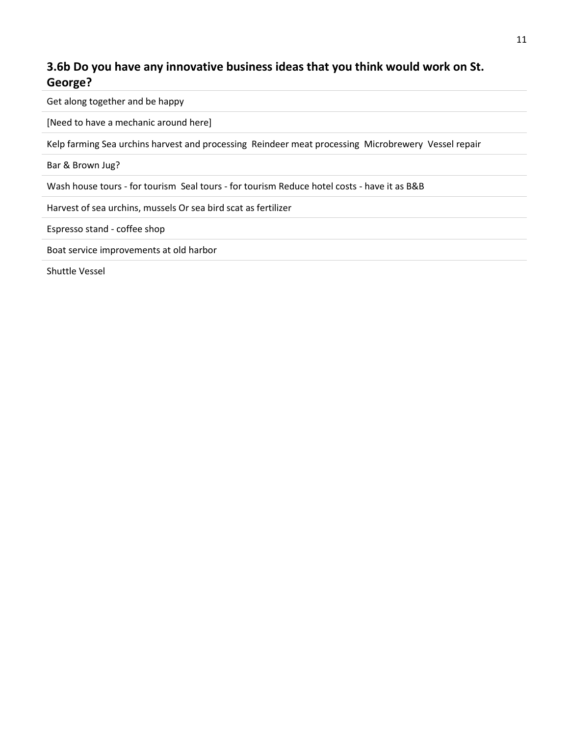### 3.6b Do you have any innovative business ideas that you think would work on St. George?

Get along together and be happy

[Need to have a mechanic around here]

Kelp farming Sea urchins harvest and processing  Reindeer meat processing  Microbrewery  Vessel repair

Bar & Brown Jug?

Wash house tours - for tourism  Seal tours - for tourism Reduce hotel costs - have it as B&B

Harvest of sea urchins, mussels Or sea bird scat as fertilizer

Espresso stand - coffee shop

Boat service improvements at old harbor

Shuttle Vessel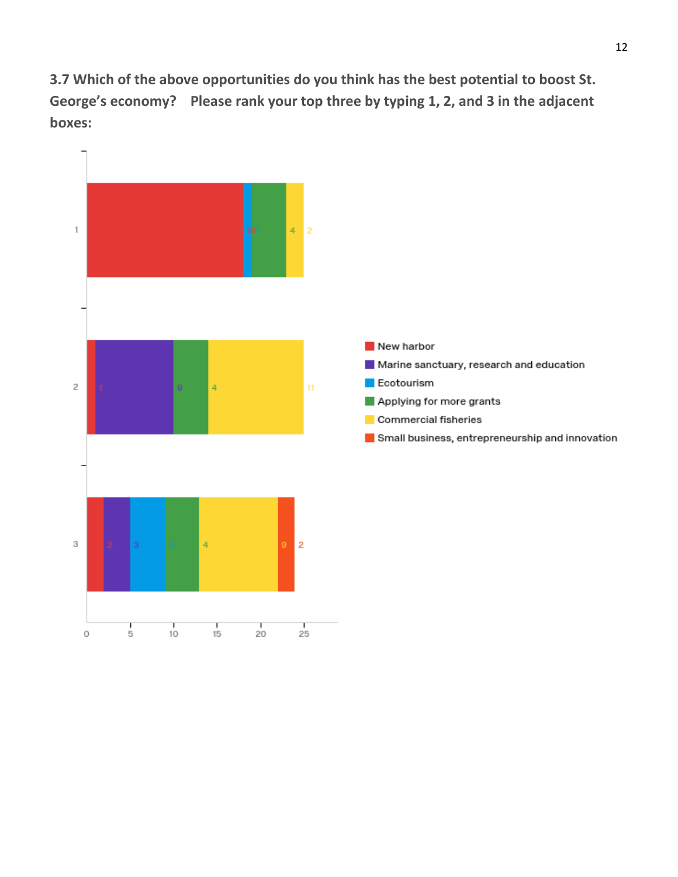**3.7 Which of the above opportunities do you think has the best potential to boost St. George's economy? Please rank your top three by typing 1, 2, and 3 in the adjacent boxes:**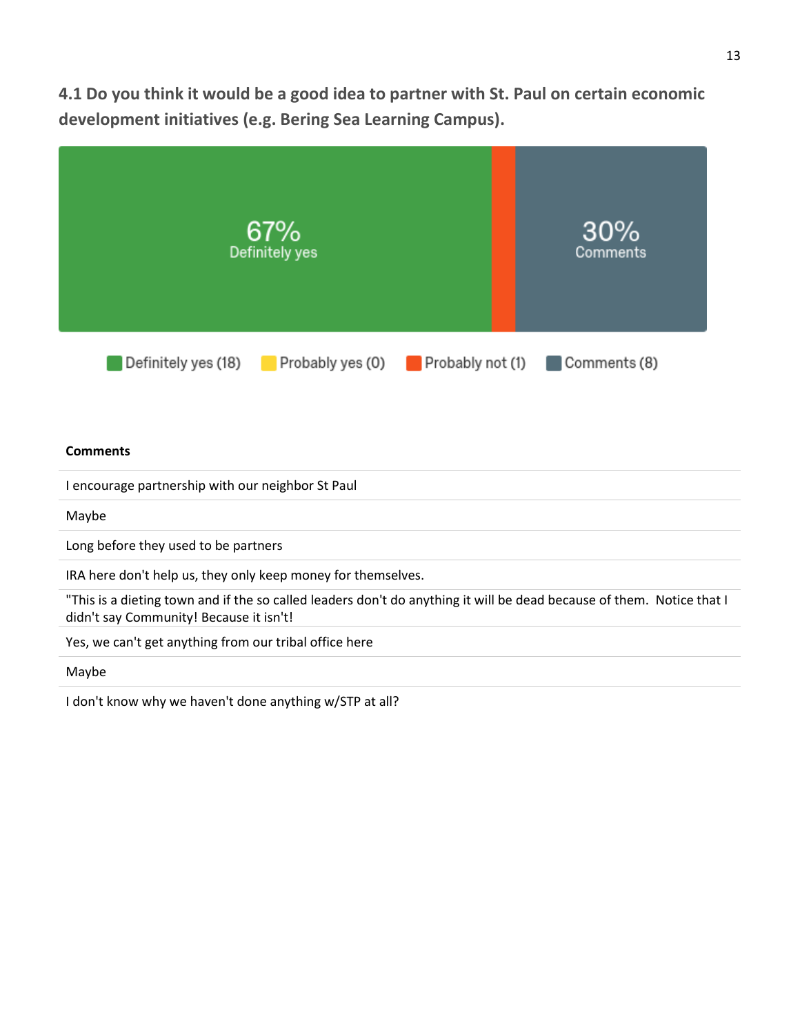**4.1 Do you think it would be a good idea to partner with St. Paul on certain economic development initiatives (e.g. Bering Sea Learning Campus).**

67% Definitely yes

30% Comments

Definitely yes (18) Probably yes (0) Probably not (1) Comments (8)

| Comments |
| --- |
| I encourage partnership with our neighbor St Paul |
| Maybe |
| Long before they used to be partners |
| IRA here don't help us, they only keep money for themselves. |
| "This is a dieting town and if the so called leaders don't do anything it will be dead because of them. Notice that I didn't say Community! Because it isn't! |
| Yes, we can't get anything from our tribal office here |
| Maybe |
| I don't know why we haven't done anything w/STP at all? |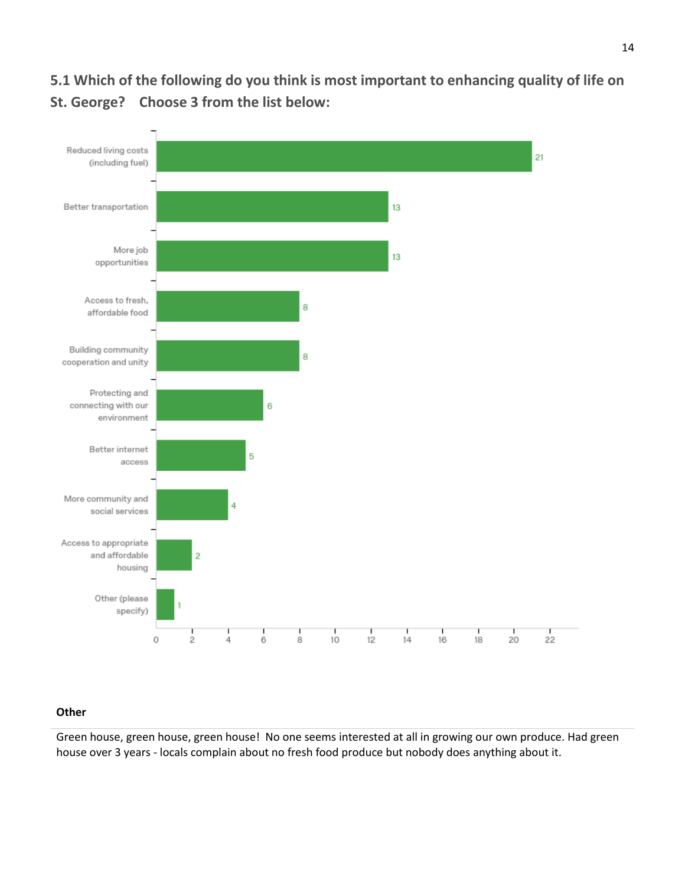## 5.1 Which of the following do you think is most important to enhancing quality of life on St. George? Choose 3 from the list below:

| Response | Count |
|---|---|
| Reduced living costs (including fuel) | 21 |
| Better transportation | 13 |
| More job opportunities | 13 |
| Access to fresh, affordable food | 8 |
| Building community cooperation and unity | 8 |
| Protecting and connecting with our environment | 6 |
| Better internet access | 5 |
| More community and social services | 4 |
| Access to appropriate and affordable housing | 2 |
| Other (please specify) | 1 |

**Other**

Green house, green house, green house! No one seems interested at all in growing our own produce. Had green house over 3 years - locals complain about no fresh food produce but nobody does anything about it.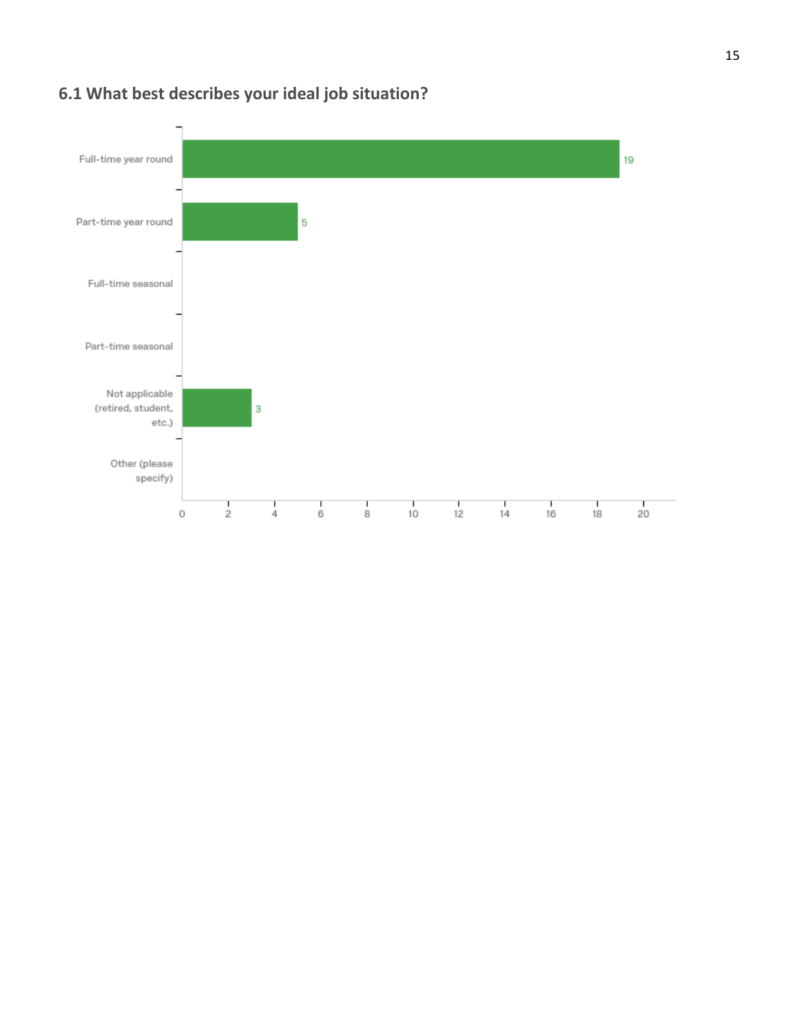## 6.1 What best describes your ideal job situation?

| Response | Count |
|---|---|
| Full-time year round | 19 |
| Part-time year round | 5 |
| Full-time seasonal | |
| Part-time seasonal | |
| Not applicable (retired, student, etc.) | 3 |
| Other (please specify) | |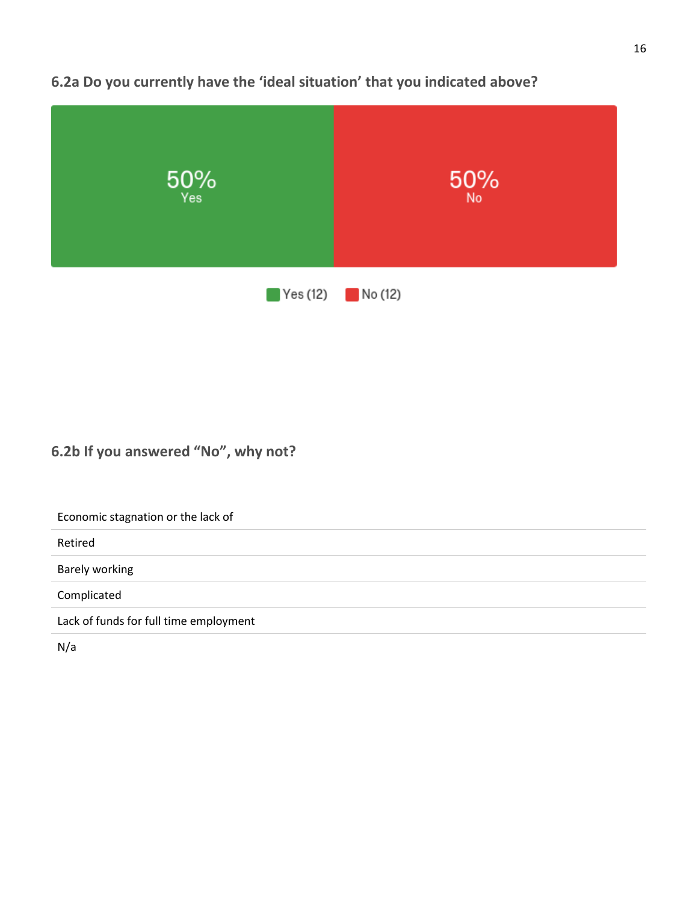### 6.2a Do you currently have the 'ideal situation' that you indicated above?

50% Yes

50% No

Yes (12) No (12)

### 6.2b If you answered "No", why not?

| |
|---|
| Economic stagnation or the lack of |
| Retired |
| Barely working |
| Complicated |
| Lack of funds for full time employment |
| N/a |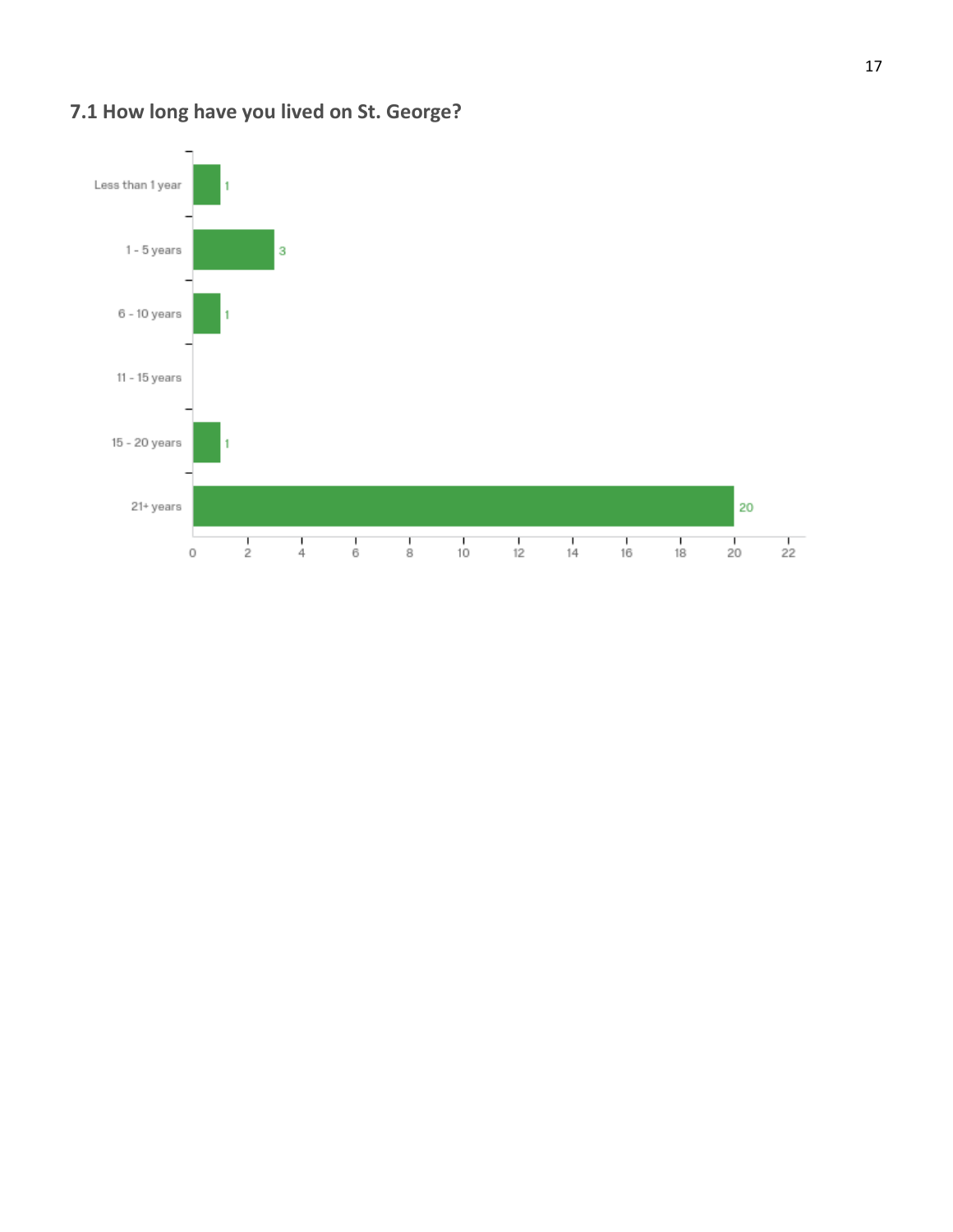### 7.1 How long have you lived on St. George?

| Response | Count |
|---|---|
| Less than 1 year | 1 |
| 1 - 5 years | 3 |
| 6 - 10 years | 1 |
| 11 - 15 years | |
| 15 - 20 years | 1 |
| 21+ years | 20 |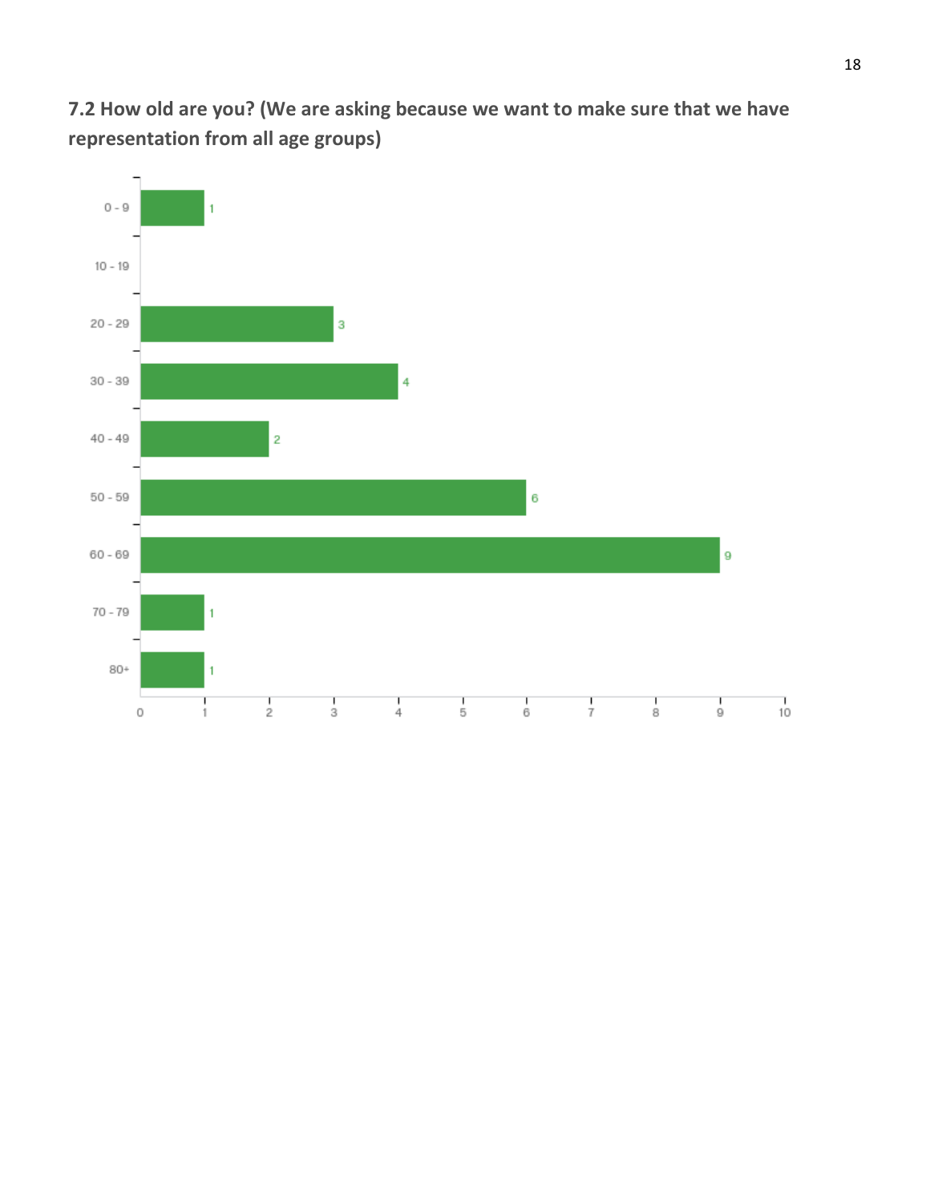**7.2 How old are you? (We are asking because we want to make sure that we have representation from all age groups)**

| Age group | Responses |
| --- | --- |
| 0 - 9 | 1 |
| 10 - 19 | |
| 20 - 29 | 3 |
| 30 - 39 | 4 |
| 40 - 49 | 2 |
| 50 - 59 | 6 |
| 60 - 69 | 9 |
| 70 - 79 | 1 |
| 80+ | 1 |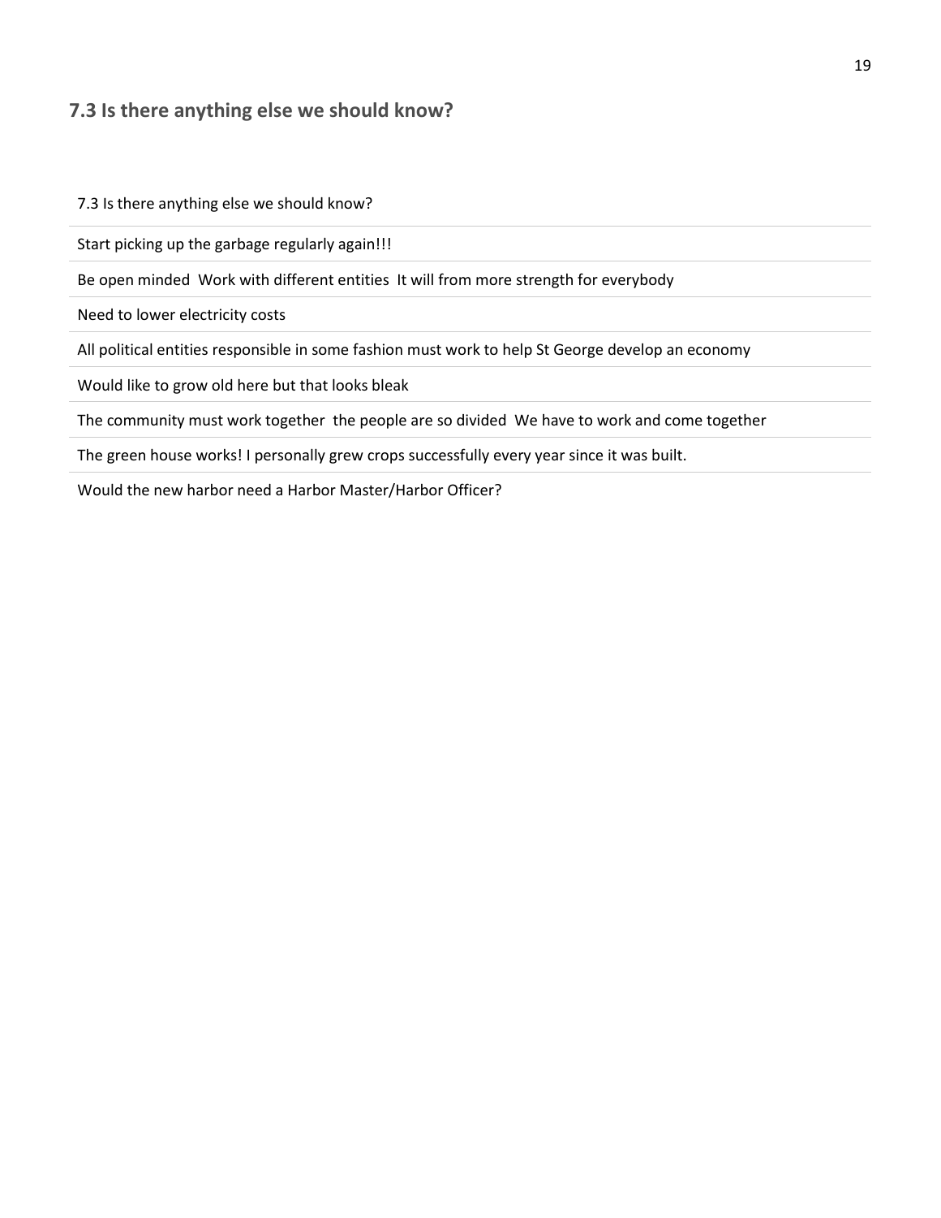## 7.3 Is there anything else we should know?

| 7.3 Is there anything else we should know? |
|---|
| Start picking up the garbage regularly again!!! |
| Be open minded  Work with different entities  It will from more strength for everybody |
| Need to lower electricity costs |
| All political entities responsible in some fashion must work to help St George develop an economy |
| Would like to grow old here but that looks bleak |
| The community must work together  the people are so divided  We have to work and come together |
| The green house works! I personally grew crops successfully every year since it was built. |
| Would the new harbor need a Harbor Master/Harbor Officer? |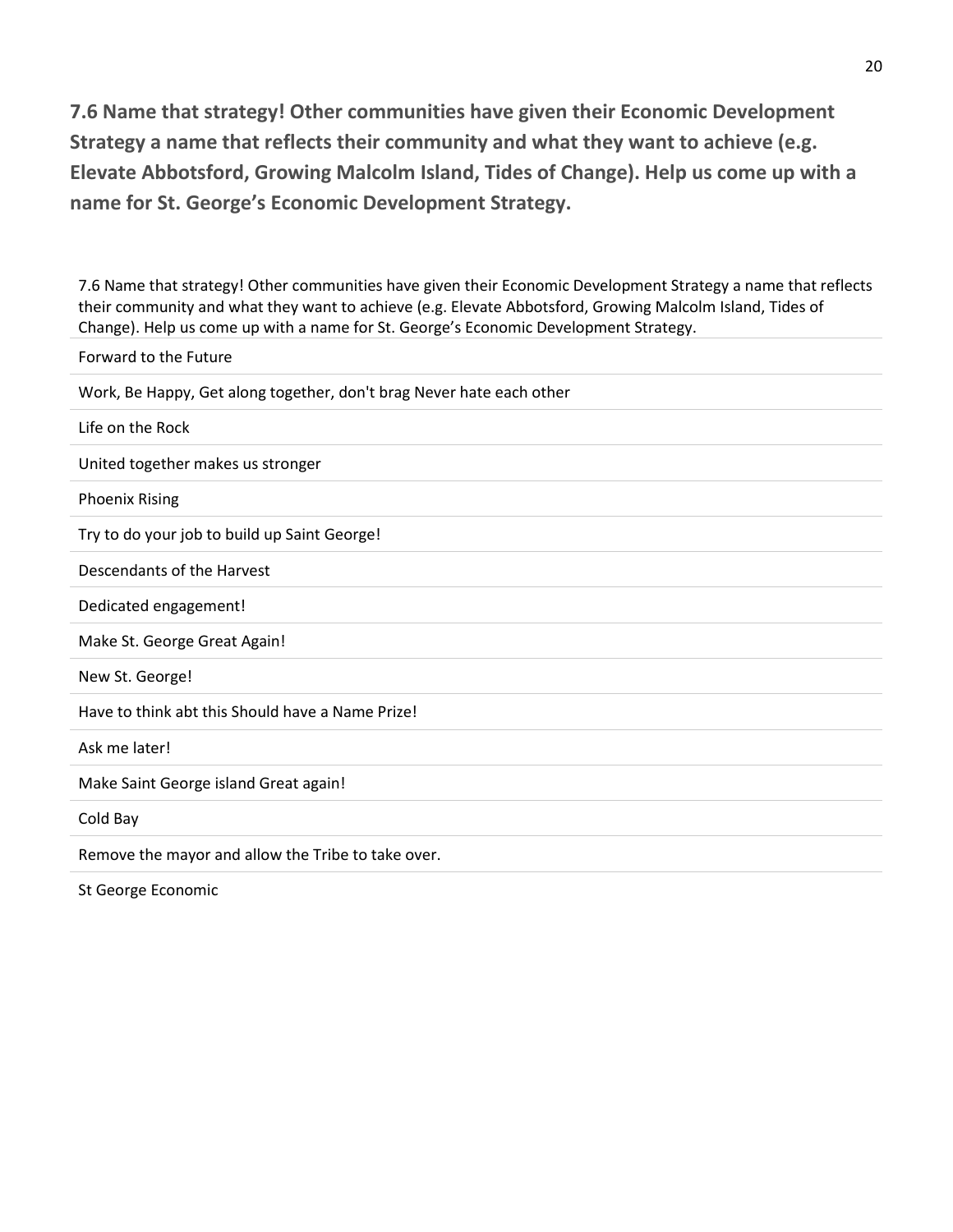### 7.6 Name that strategy! Other communities have given their Economic Development Strategy a name that reflects their community and what they want to achieve (e.g. Elevate Abbotsford, Growing Malcolm Island, Tides of Change). Help us come up with a name for St. George's Economic Development Strategy.

| 7.6 Name that strategy! Other communities have given their Economic Development Strategy a name that reflects their community and what they want to achieve (e.g. Elevate Abbotsford, Growing Malcolm Island, Tides of Change). Help us come up with a name for St. George's Economic Development Strategy. |
|---|
| Forward to the Future |
| Work, Be Happy, Get along together, don't brag Never hate each other |
| Life on the Rock |
| United together makes us stronger |
| Phoenix Rising |
| Try to do your job to build up Saint George! |
| Descendants of the Harvest |
| Dedicated engagement! |
| Make St. George Great Again! |
| New St. George! |
| Have to think abt this Should have a Name Prize! |
| Ask me later! |
| Make Saint George island Great again! |
| Cold Bay |
| Remove the mayor and allow the Tribe to take over. |
| St George Economic |